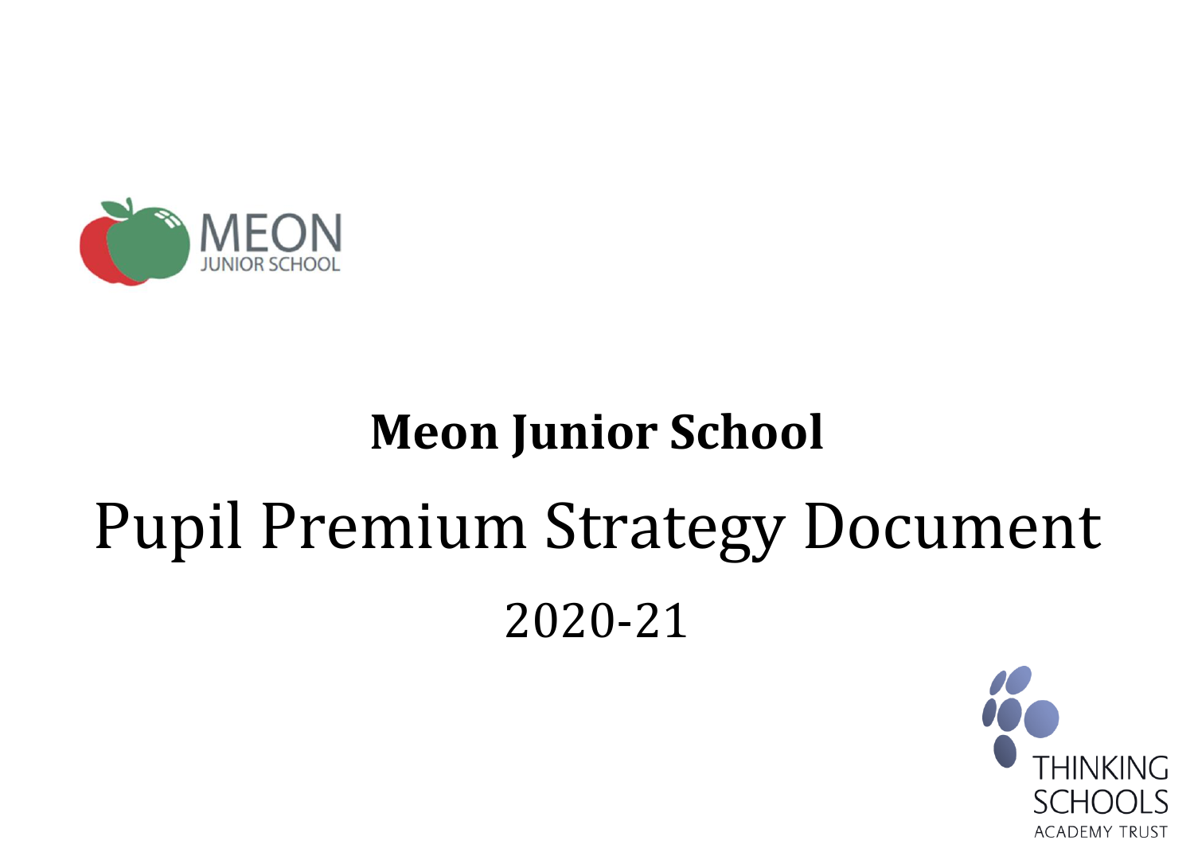MEON
JUNIOR SCHOOL

# Meon Junior School

# Pupil Premium Strategy Document

## 2020-21

THINKING SCHOOLS
ACADEMY TRUST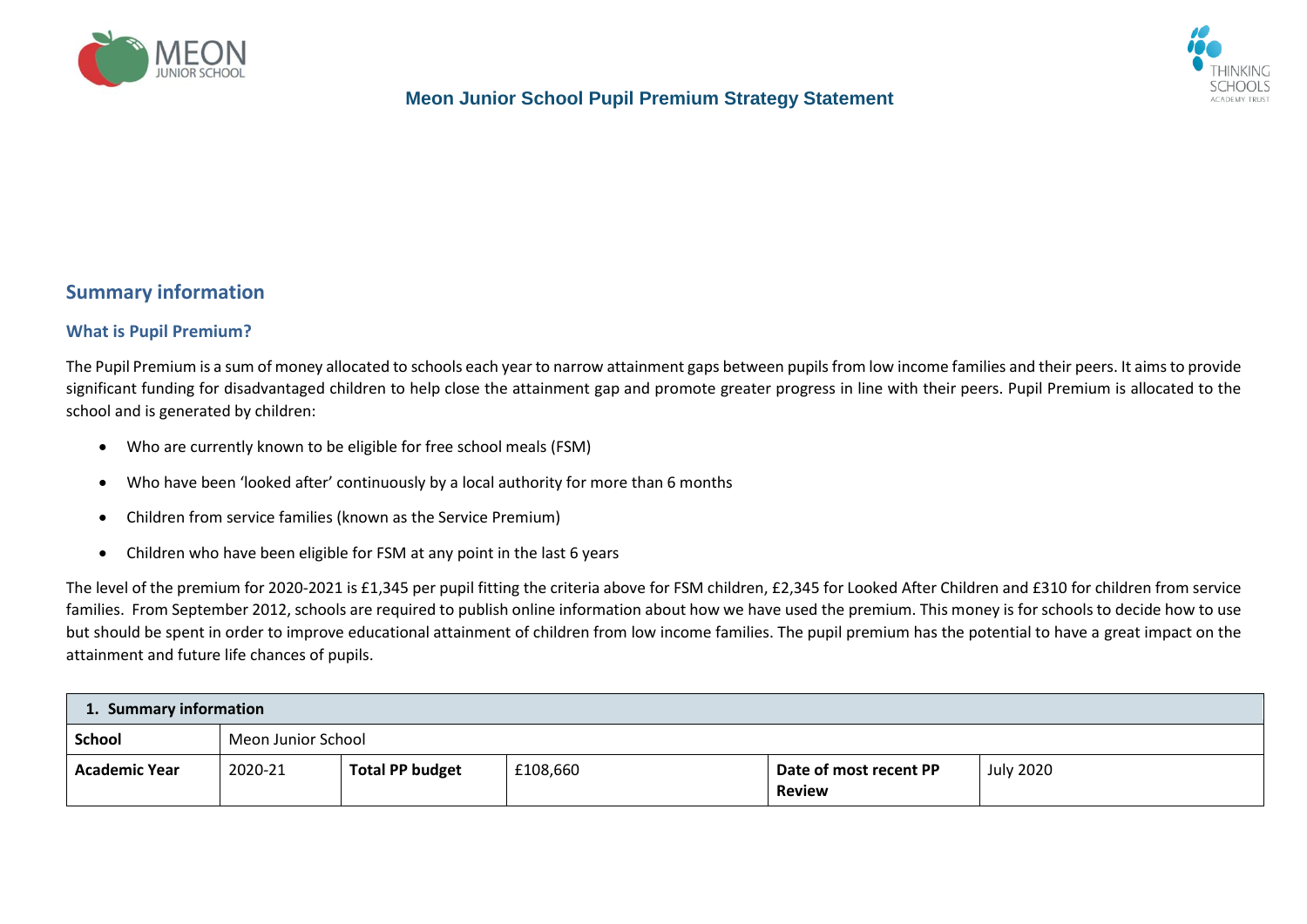# Meon Junior School Pupil Premium Strategy Statement

## Summary information

### What is Pupil Premium?

The Pupil Premium is a sum of money allocated to schools each year to narrow attainment gaps between pupils from low income families and their peers. It aims to provide significant funding for disadvantaged children to help close the attainment gap and promote greater progress in line with their peers. Pupil Premium is allocated to the school and is generated by children:

- Who are currently known to be eligible for free school meals (FSM)
- Who have been 'looked after' continuously by a local authority for more than 6 months
- Children from service families (known as the Service Premium)
- Children who have been eligible for FSM at any point in the last 6 years

The level of the premium for 2020-2021 is £1,345 per pupil fitting the criteria above for FSM children, £2,345 for Looked After Children and £310 for children from service families. From September 2012, schools are required to publish online information about how we have used the premium. This money is for schools to decide how to use but should be spent in order to improve educational attainment of children from low income families. The pupil premium has the potential to have a great impact on the attainment and future life chances of pupils.

| 1. Summary information | | | | | |
|---|---|---|---|---|---|
| **School** | Meon Junior School | | | | |
| **Academic Year** | 2020-21 | **Total PP budget** | £108,660 | **Date of most recent PP Review** | July 2020 |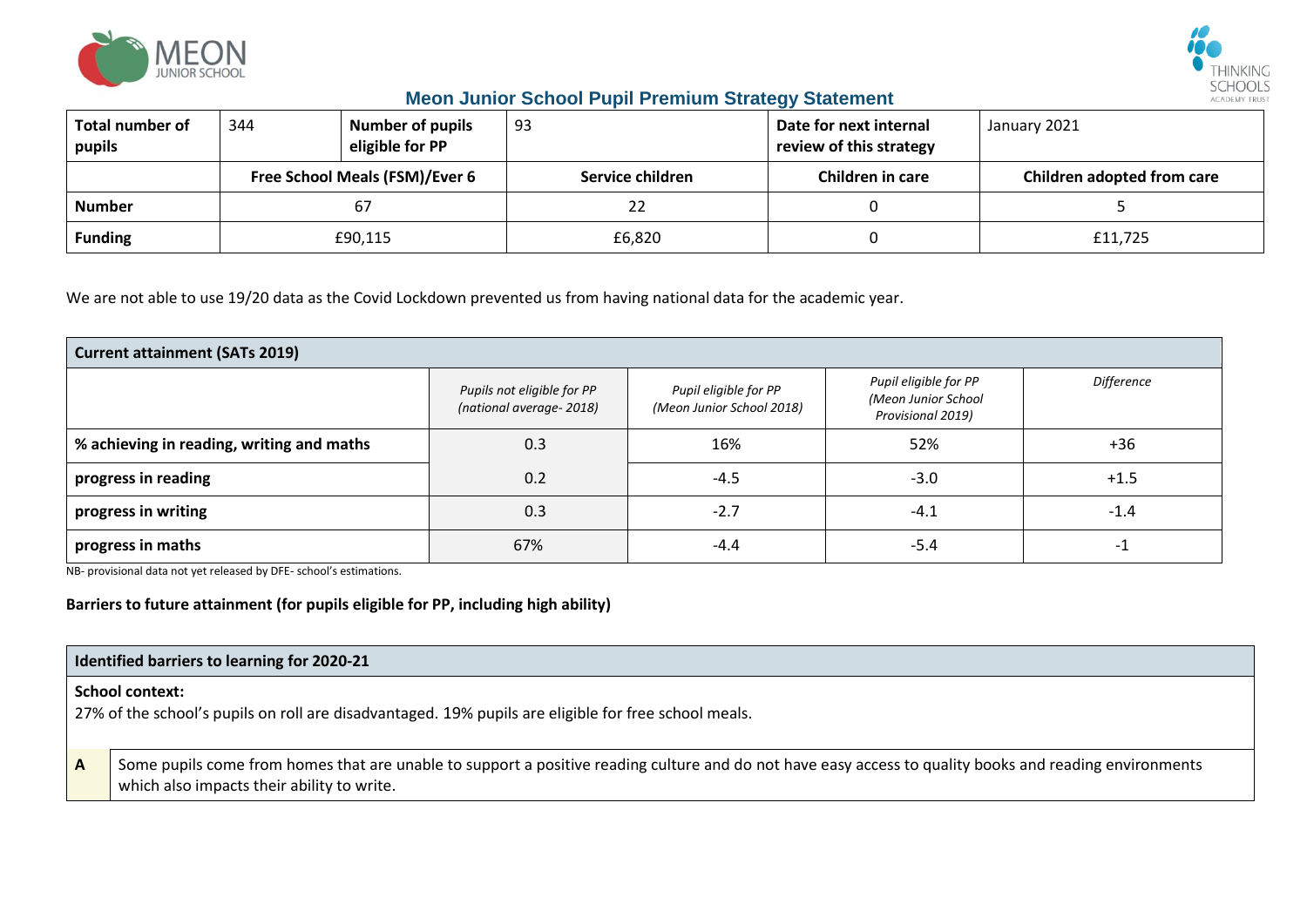## Meon Junior School Pupil Premium Strategy Statement

| Total number of pupils | 344 | Number of pupils eligible for PP | 93 | Date for next internal review of this strategy | January 2021 |
|---|---|---|---|---|---|
| | Free School Meals (FSM)/Ever 6 | | Service children | Children in care | Children adopted from care |
| **Number** | 67 | | 22 | 0 | 5 |
| **Funding** | £90,115 | | £6,820 | 0 | £11,725 |

We are not able to use 19/20 data as the Covid Lockdown prevented us from having national data for the academic year.

| Current attainment (SATs 2019) | | | | |
|---|---|---|---|---|
| | *Pupils not eligible for PP (national average- 2018)* | *Pupil eligible for PP (Meon Junior School 2018)* | *Pupil eligible for PP (Meon Junior School Provisional 2019)* | *Difference* |
| **% achieving in reading, writing and maths** | 0.3 | 16% | 52% | +36 |
| **progress in reading** | 0.2 | -4.5 | -3.0 | +1.5 |
| **progress in writing** | 0.3 | -2.7 | -4.1 | -1.4 |
| **progress in maths** | 67% | -4.4 | -5.4 | -1 |

NB- provisional data not yet released by DFE- school's estimations.

**Barriers to future attainment (for pupils eligible for PP, including high ability)**

| Identified barriers to learning for 2020-21 | |
|---|---|
| **School context:** 27% of the school's pupils on roll are disadvantaged. 19% pupils are eligible for free school meals. | |
| **A** | Some pupils come from homes that are unable to support a positive reading culture and do not have easy access to quality books and reading environments which also impacts their ability to write. |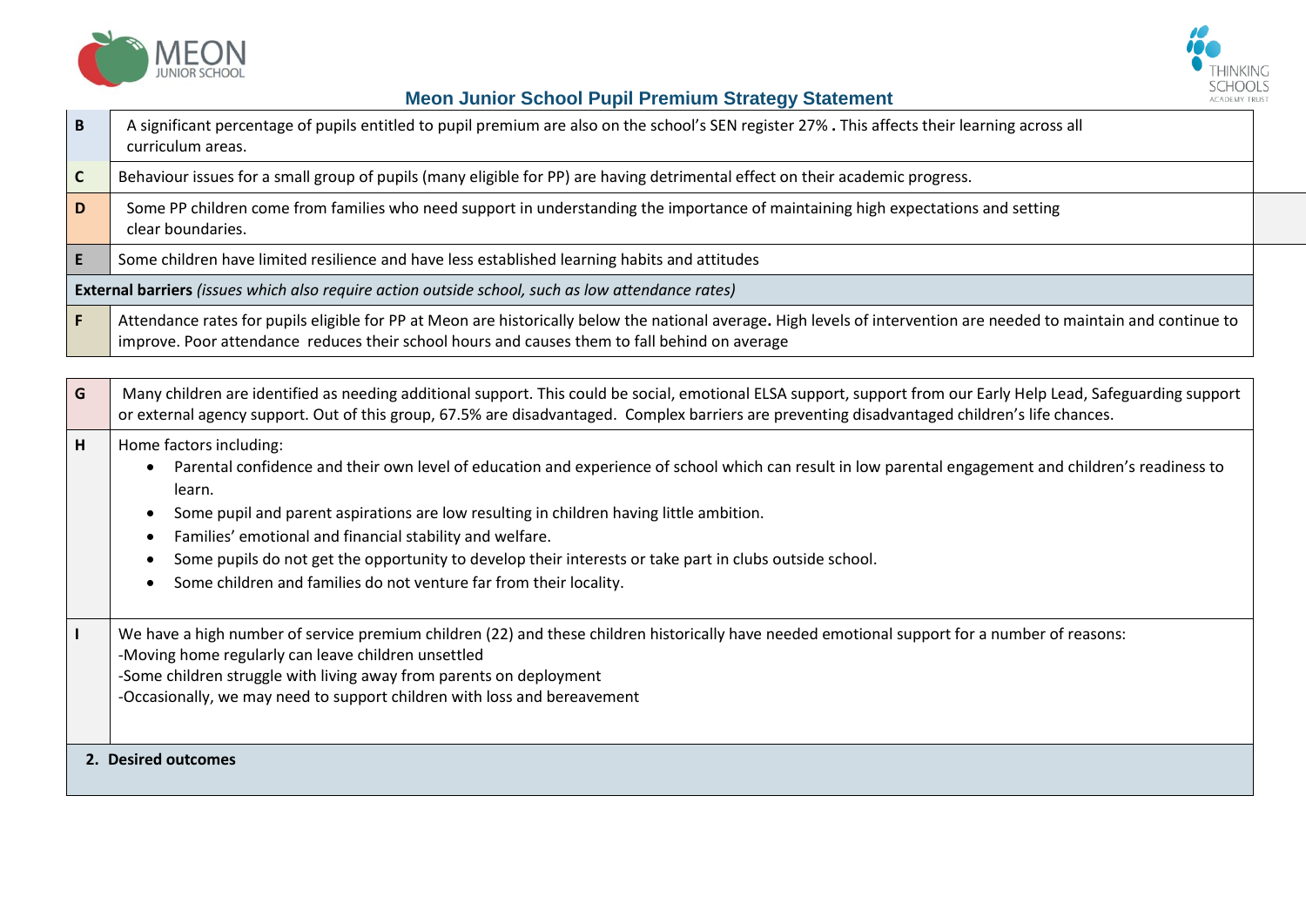| | |
|---|---|
| B | A significant percentage of pupils entitled to pupil premium are also on the school's SEN register 27% **.** This affects their learning across all curriculum areas. |
| C | Behaviour issues for a small group of pupils (many eligible for PP) are having detrimental effect on their academic progress. |
| D | Some PP children come from families who need support in understanding the importance of maintaining high expectations and setting clear boundaries. |
| E | Some children have limited resilience and have less established learning habits and attitudes |
| **External barriers** *(issues which also require action outside school, such as low attendance rates)* | |
| F | Attendance rates for pupils eligible for PP at Meon are historically below the national average**.** High levels of intervention are needed to maintain and continue to improve. Poor attendance reduces their school hours and causes them to fall behind on average |

| | |
|---|---|
| G | Many children are identified as needing additional support. This could be social, emotional ELSA support, support from our Early Help Lead, Safeguarding support or external agency support. Out of this group, 67.5% are disadvantaged. Complex barriers are preventing disadvantaged children's life chances. |
| H | Home factors including:<br>• Parental confidence and their own level of education and experience of school which can result in low parental engagement and children's readiness to learn.<br>• Some pupil and parent aspirations are low resulting in children having little ambition.<br>• Families' emotional and financial stability and welfare.<br>• Some pupils do not get the opportunity to develop their interests or take part in clubs outside school.<br>• Some children and families do not venture far from their locality. |
| I | We have a high number of service premium children (22) and these children historically have needed emotional support for a number of reasons:<br>-Moving home regularly can leave children unsettled<br>-Some children struggle with living away from parents on deployment<br>-Occasionally, we may need to support children with loss and bereavement |
| **2. Desired outcomes** | |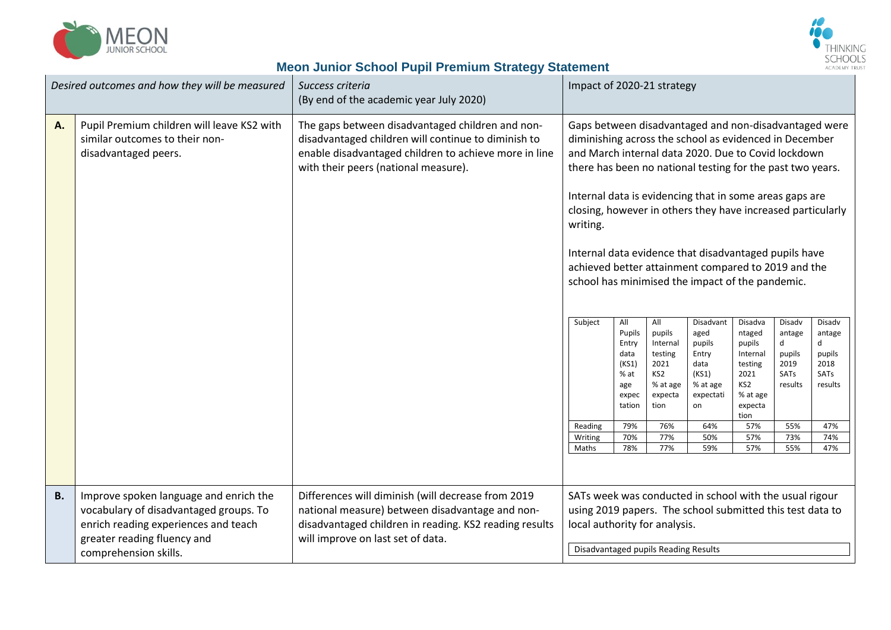# Meon Junior School Pupil Premium Strategy Statement

| | *Desired outcomes and how they will be measured* | *Success criteria* (By end of the academic year July 2020) | Impact of 2020-21 strategy |
|---|---|---|---|
| **A.** | Pupil Premium children will leave KS2 with similar outcomes to their non-disadvantaged peers. | The gaps between disadvantaged children and non-disadvantaged children will continue to diminish to enable disadvantaged children to achieve more in line with their peers (national measure). | Gaps between disadvantaged and non-disadvantaged were diminishing across the school as evidenced in December and March internal data 2020. Due to Covid lockdown there has been no national testing for the past two years.<br><br>Internal data is evidencing that in some areas gaps are closing, however in others they have increased particularly writing.<br><br>Internal data evidence that disadvantaged pupils have achieved better attainment compared to 2019 and the school has minimised the impact of the pandemic. |
| **B.** | Improve spoken language and enrich the vocabulary of disadvantaged groups. To enrich reading experiences and teach greater reading fluency and comprehension skills. | Differences will diminish (will decrease from 2019 national measure) between disadvantage and non-disadvantaged children in reading. KS2 reading results will improve on last set of data. | SATs week was conducted in school with the usual rigour using 2019 papers. The school submitted this test data to local authority for analysis.<br><br>Disadvantaged pupils Reading Results |

| Subject | All Pupils Entry data (KS1) % at age expectation | All pupils Internal testing 2021 KS2 % at age expectation | Disadvantaged pupils Entry data (KS1) % at age expectation | Disadvantaged pupils Internal testing 2021 KS2 % at age expectation | Disadvantaged pupils 2019 SATs results | Disadvantaged pupils 2018 SATs results |
|---|---|---|---|---|---|---|
| Reading | 79% | 76% | 64% | 57% | 55% | 47% |
| Writing | 70% | 77% | 50% | 57% | 73% | 74% |
| Maths | 78% | 77% | 59% | 57% | 55% | 47% |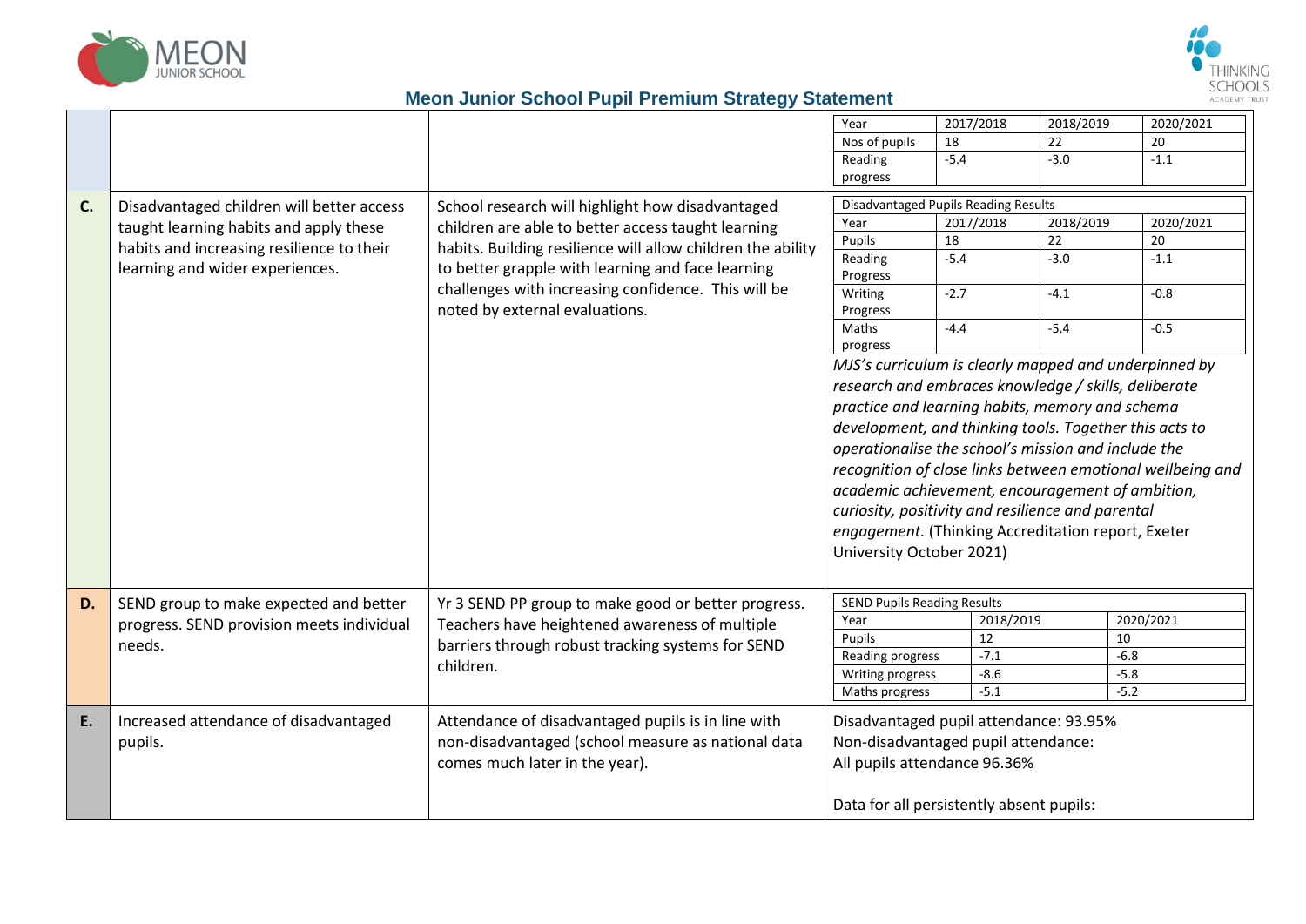# Meon Junior School Pupil Premium Strategy Statement

| | | | |
|---|---|---|---|
| | | | Year: 2017/2018, 2018/2019, 2020/2021<br>Nos of pupils: 18, 22, 20<br>Reading progress: -5.4, -3.0, -1.1 |
| C. | Disadvantaged children will better access taught learning habits and apply these habits and increasing resilience to their learning and wider experiences. | School research will highlight how disadvantaged children are able to better access taught learning habits. Building resilience will allow children the ability to better grapple with learning and face learning challenges with increasing confidence. This will be noted by external evaluations. | Disadvantaged Pupils Reading Results<br>Year: 2017/2018, 2018/2019, 2020/2021<br>Pupils: 18, 22, 20<br>Reading Progress: -5.4, -3.0, -1.1<br>Writing Progress: -2.7, -4.1, -0.8<br>Maths progress: -4.4, -5.4, -0.5<br><br>*MJS's curriculum is clearly mapped and underpinned by research and embraces knowledge / skills, deliberate practice and learning habits, memory and schema development, and thinking tools. Together this acts to operationalise the school's mission and include the recognition of close links between emotional wellbeing and academic achievement, encouragement of ambition, curiosity, positivity and resilience and parental engagement.* (Thinking Accreditation report, Exeter University October 2021) |
| D. | SEND group to make expected and better progress. SEND provision meets individual needs. | Yr 3 SEND PP group to make good or better progress. Teachers have heightened awareness of multiple barriers through robust tracking systems for SEND children. | SEND Pupils Reading Results<br>Year: 2018/2019, 2020/2021<br>Pupils: 12, 10<br>Reading progress: -7.1, -6.8<br>Writing progress: -8.6, -5.8<br>Maths progress: -5.1, -5.2 |
| E. | Increased attendance of disadvantaged pupils. | Attendance of disadvantaged pupils is in line with non-disadvantaged (school measure as national data comes much later in the year). | Disadvantaged pupil attendance: 93.95%<br>Non-disadvantaged pupil attendance:<br>All pupils attendance 96.36%<br><br>Data for all persistently absent pupils: |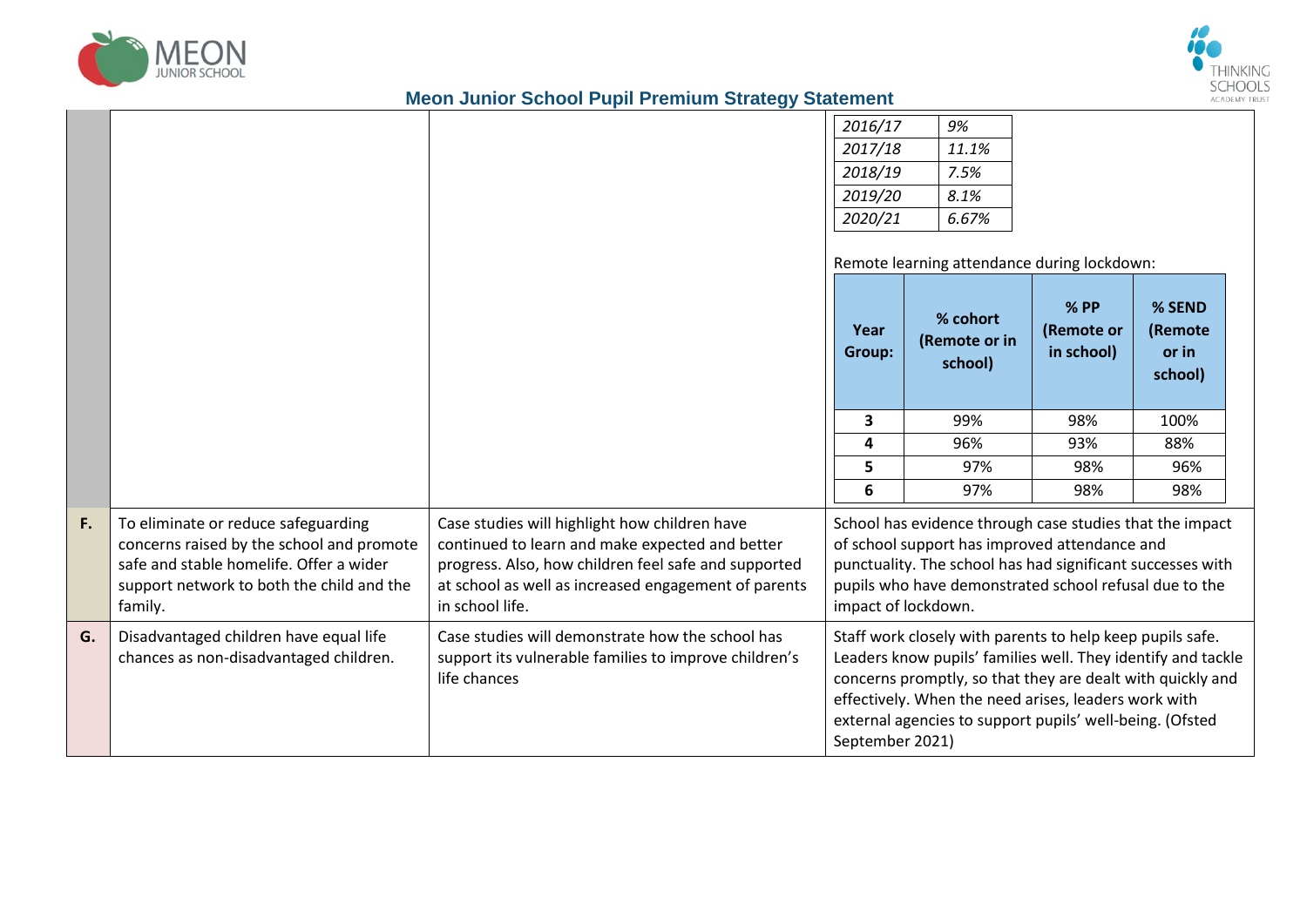# Meon Junior School Pupil Premium Strategy Statement

| | | | |
|---|---|---|---|
| | | | *2016/17* — *9%*<br>*2017/18* — *11.1%*<br>*2018/19* — *7.5%*<br>*2019/20* — *8.1%*<br>*2020/21* — *6.67%*<br><br>Remote learning attendance during lockdown: (see table below) |
| **F.** | To eliminate or reduce safeguarding concerns raised by the school and promote safe and stable homelife. Offer a wider support network to both the child and the family. | Case studies will highlight how children have continued to learn and make expected and better progress. Also, how children feel safe and supported at school as well as increased engagement of parents in school life. | School has evidence through case studies that the impact of school support has improved attendance and punctuality. The school has had significant successes with pupils who have demonstrated school refusal due to the impact of lockdown. |
| **G.** | Disadvantaged children have equal life chances as non-disadvantaged children. | Case studies will demonstrate how the school has support its vulnerable families to improve children's life chances | Staff work closely with parents to help keep pupils safe. Leaders know pupils' families well. They identify and tackle concerns promptly, so that they are dealt with quickly and effectively. When the need arises, leaders work with external agencies to support pupils' well-being. (Ofsted September 2021) |

| *Year* | *Percentage* |
|---|---|
| *2016/17* | *9%* |
| *2017/18* | *11.1%* |
| *2018/19* | *7.5%* |
| *2019/20* | *8.1%* |
| *2020/21* | *6.67%* |

Remote learning attendance during lockdown:

| Year Group: | % cohort (Remote or in school) | % PP (Remote or in school) | % SEND (Remote or in school) |
|---|---|---|---|
| **3** | 99% | 98% | 100% |
| **4** | 96% | 93% | 88% |
| **5** | 97% | 98% | 96% |
| **6** | 97% | 98% | 98% |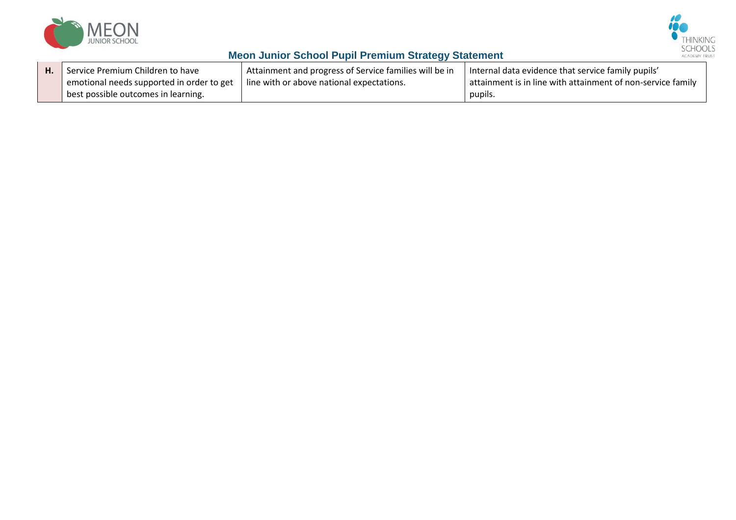| | | | |
|---|---|---|---|
| **H.** | Service Premium Children to have emotional needs supported in order to get best possible outcomes in learning. | Attainment and progress of Service families will be in line with or above national expectations. | Internal data evidence that service family pupils' attainment is in line with attainment of non-service family pupils. |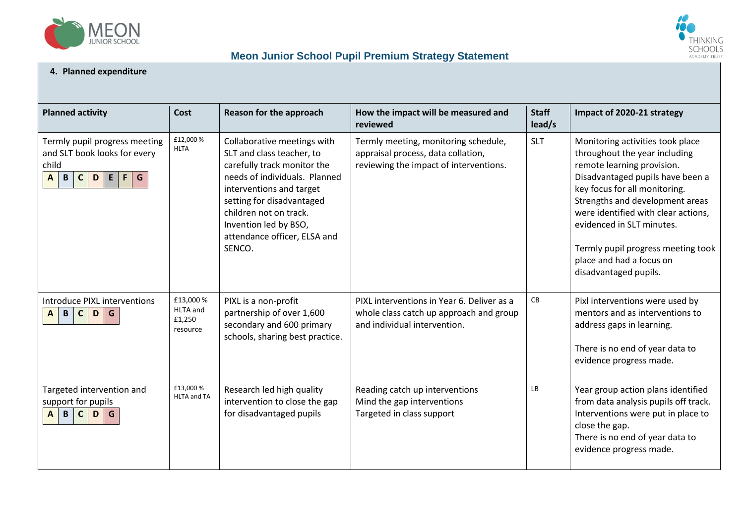# Meon Junior School Pupil Premium Strategy Statement

## 4. Planned expenditure

| Planned activity | Cost | Reason for the approach | How the impact will be measured and reviewed | Staff lead/s | Impact of 2020-21 strategy |
|---|---|---|---|---|---|
| Termly pupil progress meeting and SLT book looks for every child<br>A B C D E F G | £12,000 % HLTA | Collaborative meetings with SLT and class teacher, to carefully track monitor the needs of individuals. Planned interventions and target setting for disadvantaged children not on track. Invention led by BSO, attendance officer, ELSA and SENCO. | Termly meeting, monitoring schedule, appraisal process, data collation, reviewing the impact of interventions. | SLT | Monitoring activities took place throughout the year including remote learning provision. Disadvantaged pupils have been a key focus for all monitoring. Strengths and development areas were identified with clear actions, evidenced in SLT minutes.<br><br>Termly pupil progress meeting took place and had a focus on disadvantaged pupils. |
| Introduce PIXL interventions<br>A B C D G | £13,000 % HLTA and £1,250 resource | PIXL is a non-profit partnership of over 1,600 secondary and 600 primary schools, sharing best practice. | PIXL interventions in Year 6. Deliver as a whole class catch up approach and group and individual intervention. | CB | Pixl interventions were used by mentors and as interventions to address gaps in learning.<br><br>There is no end of year data to evidence progress made. |
| Targeted intervention and support for pupils<br>A B C D G | £13,000 % HLTA and TA | Research led high quality intervention to close the gap for disadvantaged pupils | Reading catch up interventions<br>Mind the gap interventions<br>Targeted in class support | LB | Year group action plans identified from data analysis pupils off track. Interventions were put in place to close the gap.<br>There is no end of year data to evidence progress made. |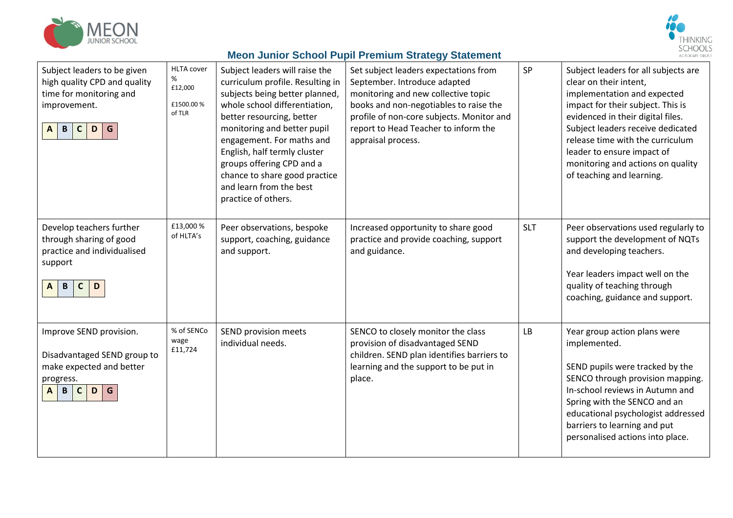## Meon Junior School Pupil Premium Strategy Statement

| | | | | | |
|---|---|---|---|---|---|
| Subject leaders to be given high quality CPD and quality time for monitoring and improvement. A B C D G | HLTA cover % £12,000 £1500.00 % of TLR | Subject leaders will raise the curriculum profile. Resulting in subjects being better planned, whole school differentiation, better resourcing, better monitoring and better pupil engagement. For maths and English, half termly cluster groups offering CPD and a chance to share good practice and learn from the best practice of others. | Set subject leaders expectations from September. Introduce adapted monitoring and new collective topic books and non-negotiables to raise the profile of non-core subjects. Monitor and report to Head Teacher to inform the appraisal process. | SP | Subject leaders for all subjects are clear on their intent, implementation and expected impact for their subject. This is evidenced in their digital files. Subject leaders receive dedicated release time with the curriculum leader to ensure impact of monitoring and actions on quality of teaching and learning. |
| Develop teachers further through sharing of good practice and individualised support A B C D | £13,000 % of HLTA's | Peer observations, bespoke support, coaching, guidance and support. | Increased opportunity to share good practice and provide coaching, support and guidance. | SLT | Peer observations used regularly to support the development of NQTs and developing teachers.<br><br>Year leaders impact well on the quality of teaching through coaching, guidance and support. |
| Improve SEND provision.<br><br>Disadvantaged SEND group to make expected and better progress. A B C D G | % of SENCo wage £11,724 | SEND provision meets individual needs. | SENCO to closely monitor the class provision of disadvantaged SEND children. SEND plan identifies barriers to learning and the support to be put in place. | LB | Year group action plans were implemented.<br><br>SEND pupils were tracked by the SENCO through provision mapping. In-school reviews in Autumn and Spring with the SENCO and an educational psychologist addressed barriers to learning and put personalised actions into place. |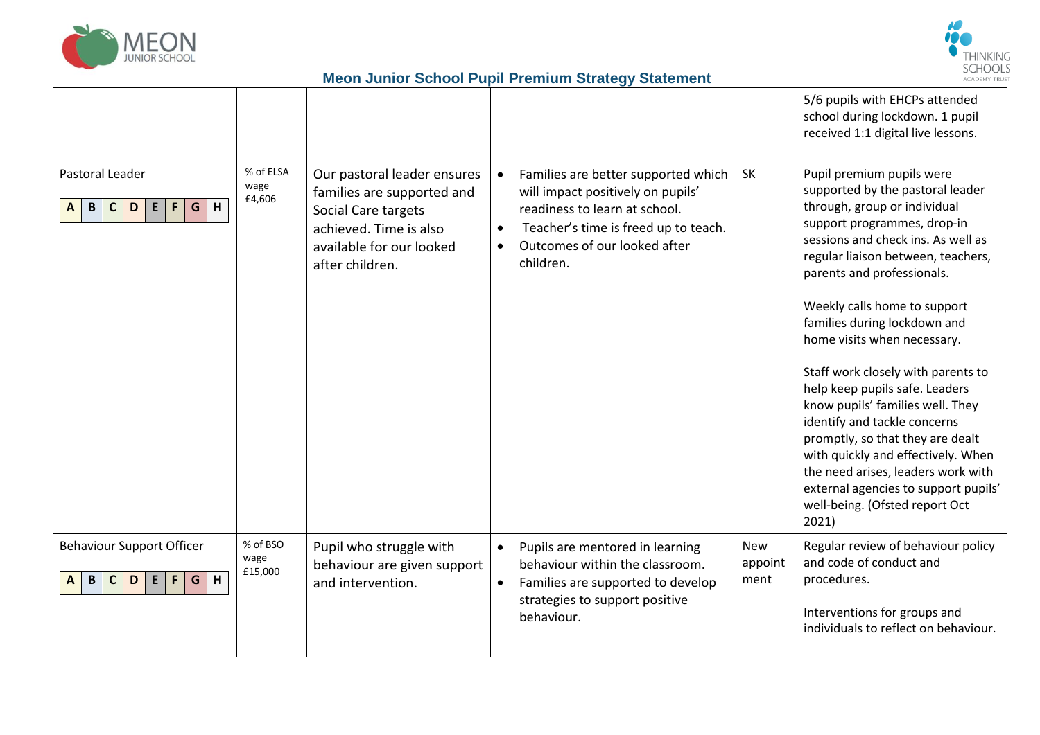| | | | | | |
|---|---|---|---|---|---|
| | | | | | 5/6 pupils with EHCPs attended school during lockdown. 1 pupil received 1:1 digital live lessons. |
| Pastoral Leader<br>A B C D E F G H | % of ELSA wage £4,606 | Our pastoral leader ensures families are supported and Social Care targets achieved. Time is also available for our looked after children. | • Families are better supported which will impact positively on pupils' readiness to learn at school.<br>• Teacher's time is freed up to teach.<br>• Outcomes of our looked after children. | SK | Pupil premium pupils were supported by the pastoral leader through, group or individual support programmes, drop-in sessions and check ins. As well as regular liaison between, teachers, parents and professionals.<br><br>Weekly calls home to support families during lockdown and home visits when necessary.<br><br>Staff work closely with parents to help keep pupils safe. Leaders know pupils' families well. They identify and tackle concerns promptly, so that they are dealt with quickly and effectively. When the need arises, leaders work with external agencies to support pupils' well-being. (Ofsted report Oct 2021) |
| Behaviour Support Officer<br>A B C D E F G H | % of BSO wage £15,000 | Pupil who struggle with behaviour are given support and intervention. | • Pupils are mentored in learning behaviour within the classroom.<br>• Families are supported to develop strategies to support positive behaviour. | New appointment | Regular review of behaviour policy and code of conduct and procedures.<br><br>Interventions for groups and individuals to reflect on behaviour. |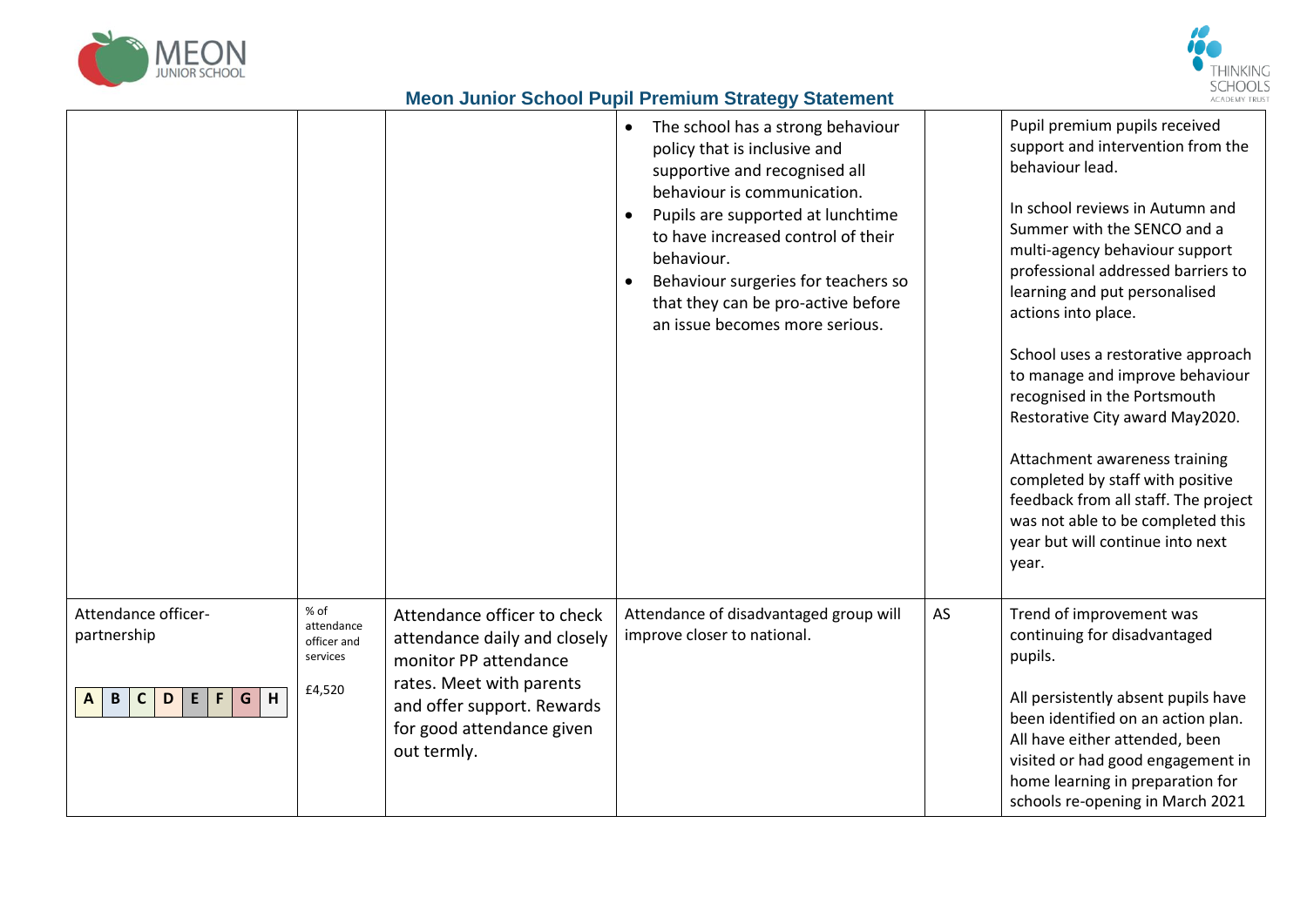| | | | | | |
|---|---|---|---|---|---|
| | | | • The school has a strong behaviour policy that is inclusive and supportive and recognised all behaviour is communication.<br>• Pupils are supported at lunchtime to have increased control of their behaviour.<br>• Behaviour surgeries for teachers so that they can be pro-active before an issue becomes more serious. | | Pupil premium pupils received support and intervention from the behaviour lead.<br><br>In school reviews in Autumn and Summer with the SENCO and a multi-agency behaviour support professional addressed barriers to learning and put personalised actions into place.<br><br>School uses a restorative approach to manage and improve behaviour recognised in the Portsmouth Restorative City award May2020.<br><br>Attachment awareness training completed by staff with positive feedback from all staff. The project was not able to be completed this year but will continue into next year. |
| Attendance officer-partnership<br><br>A B C D E F G H | % of attendance officer and services<br><br>£4,520 | Attendance officer to check attendance daily and closely monitor PP attendance rates. Meet with parents and offer support. Rewards for good attendance given out termly. | Attendance of disadvantaged group will improve closer to national. | AS | Trend of improvement was continuing for disadvantaged pupils.<br><br>All persistently absent pupils have been identified on an action plan. All have either attended, been visited or had good engagement in home learning in preparation for schools re-opening in March 2021 |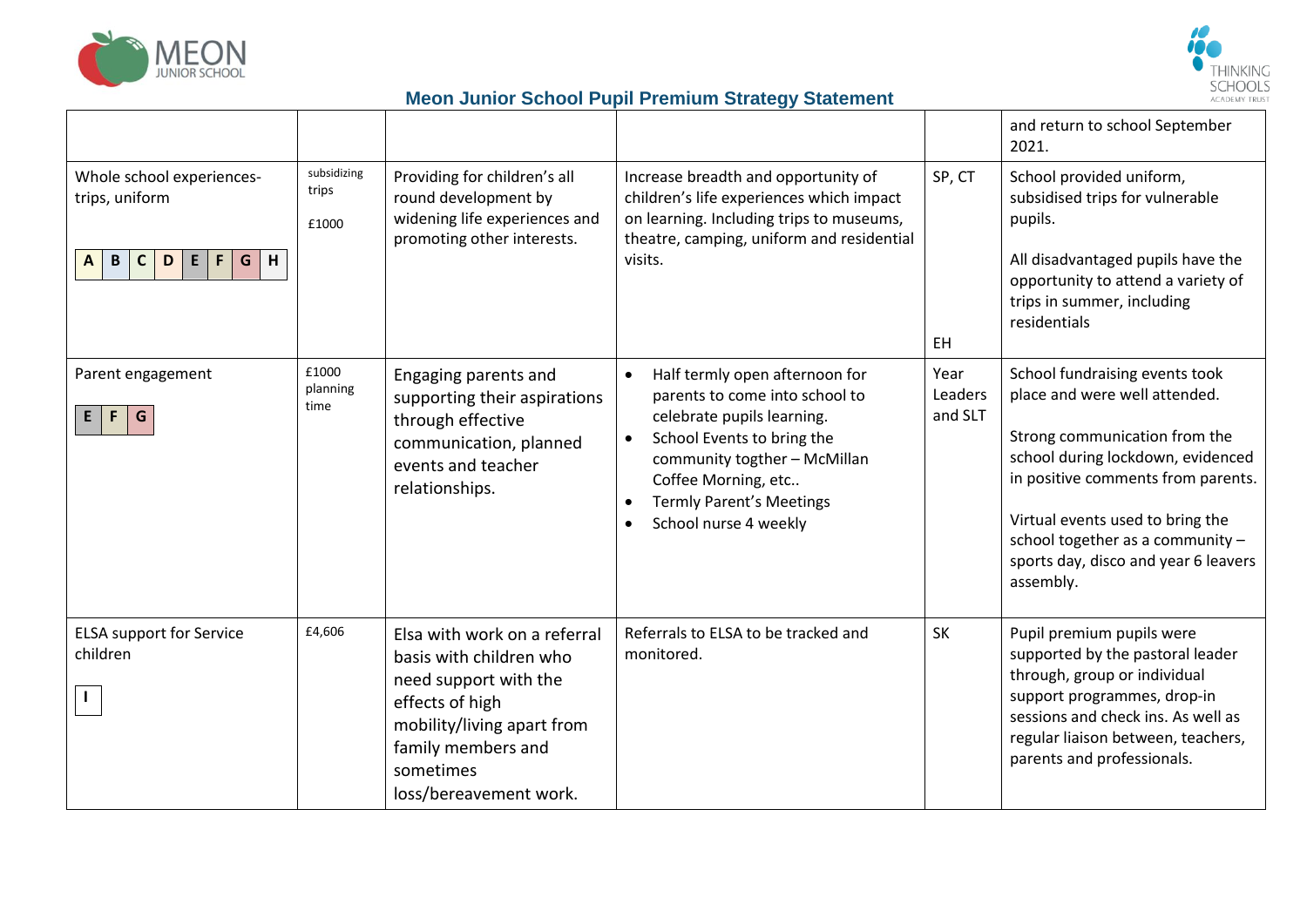# Meon Junior School Pupil Premium Strategy Statement

| | | | | | |
|---|---|---|---|---|---|
| | | | | | and return to school September 2021. |
| Whole school experiences- trips, uniform<br><br>A B C D E F G H | subsidizing trips<br><br>£1000 | Providing for children's all round development by widening life experiences and promoting other interests. | Increase breadth and opportunity of children's life experiences which impact on learning. Including trips to museums, theatre, camping, uniform and residential visits. | SP, CT<br><br>EH | School provided uniform, subsidised trips for vulnerable pupils.<br><br>All disadvantaged pupils have the opportunity to attend a variety of trips in summer, including residentials |
| Parent engagement<br><br>E F G | £1000 planning time | Engaging parents and supporting their aspirations through effective communication, planned events and teacher relationships. | • Half termly open afternoon for parents to come into school to celebrate pupils learning.<br>• School Events to bring the community togther – McMillan Coffee Morning, etc..<br>• Termly Parent's Meetings<br>• School nurse 4 weekly | Year Leaders and SLT | School fundraising events took place and were well attended.<br><br>Strong communication from the school during lockdown, evidenced in positive comments from parents.<br><br>Virtual events used to bring the school together as a community – sports day, disco and year 6 leavers assembly. |
| ELSA support for Service children<br><br>I | £4,606 | Elsa with work on a referral basis with children who need support with the effects of high mobility/living apart from family members and sometimes loss/bereavement work. | Referrals to ELSA to be tracked and monitored. | SK | Pupil premium pupils were supported by the pastoral leader through, group or individual support programmes, drop-in sessions and check ins. As well as regular liaison between, teachers, parents and professionals. |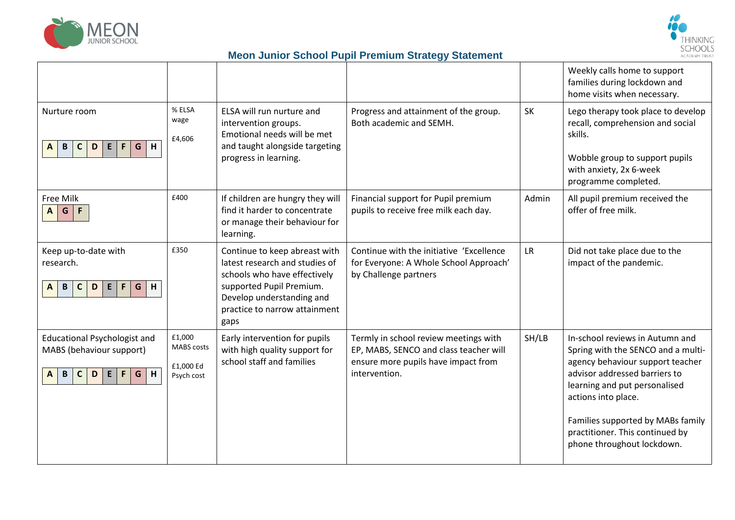## Meon Junior School Pupil Premium Strategy Statement

| | | | | | |
|---|---|---|---|---|---|
| | | | | | Weekly calls home to support families during lockdown and home visits when necessary. |
| Nurture room<br><br>A B C D E F G H | % ELSA wage<br><br>£4,606 | ELSA will run nurture and intervention groups. Emotional needs will be met and taught alongside targeting progress in learning. | Progress and attainment of the group. Both academic and SEMH. | SK | Lego therapy took place to develop recall, comprehension and social skills.<br><br>Wobble group to support pupils with anxiety, 2x 6-week programme completed. |
| Free Milk<br><br>A G F | £400 | If children are hungry they will find it harder to concentrate or manage their behaviour for learning. | Financial support for Pupil premium pupils to receive free milk each day. | Admin | All pupil premium received the offer of free milk. |
| Keep up-to-date with research.<br><br>A B C D E F G H | £350 | Continue to keep abreast with latest research and studies of schools who have effectively supported Pupil Premium. Develop understanding and practice to narrow attainment gaps | Continue with the initiative 'Excellence for Everyone: A Whole School Approach' by Challenge partners | LR | Did not take place due to the impact of the pandemic. |
| Educational Psychologist and MABS (behaviour support)<br><br>A B C D E F G H | £1,000 MABS costs<br><br>£1,000 Ed Psych cost | Early intervention for pupils with high quality support for school staff and families | Termly in school review meetings with EP, MABS, SENCO and class teacher will ensure more pupils have impact from intervention. | SH/LB | In-school reviews in Autumn and Spring with the SENCO and a multi-agency behaviour support teacher advisor addressed barriers to learning and put personalised actions into place.<br><br>Families supported by MABs family practitioner. This continued by phone throughout lockdown. |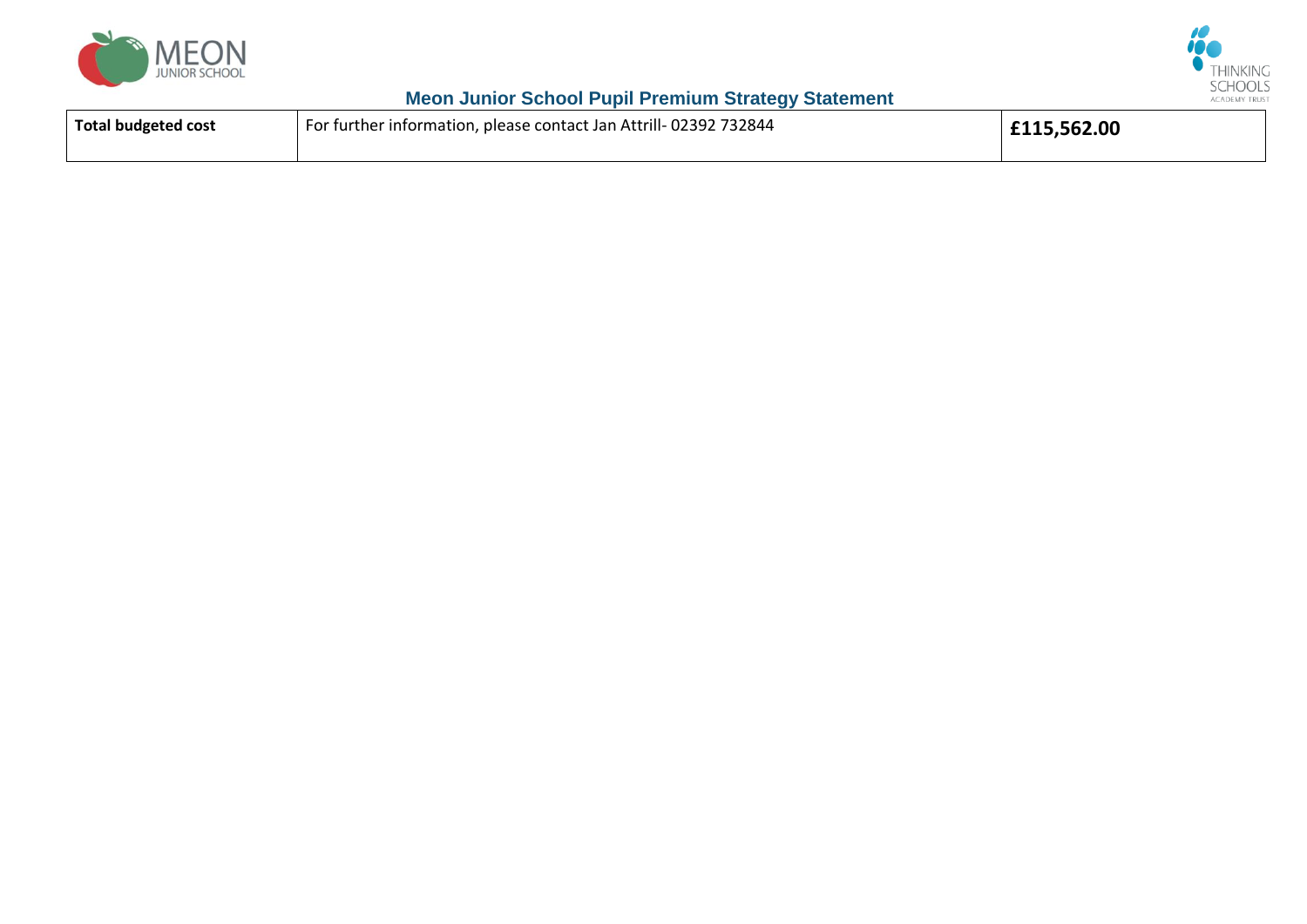| | | |
|---|---|---|
| **Total budgeted cost** | For further information, please contact Jan Attrill- 02392 732844 | **£115,562.00** |